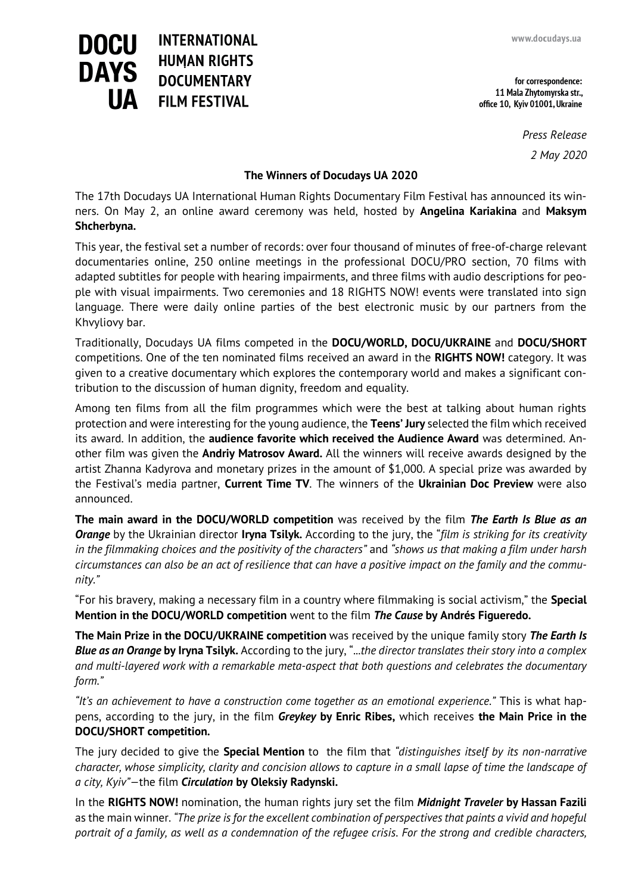**DOCU DAYS UA** **INTERNATIONAL HUMAN RIGHTS DOCUMENTARY FILM FESTIVAL**

www.docudays.ua

**for correspondence:**
**11 Mala Zhytomyrska str., office 10, Kyiv 01001, Ukraine**

*Press Release*

*2 May 2020*

**The Winners of Docudays UA 2020**

The 17th Docudays UA International Human Rights Documentary Film Festival has announced its winners. On May 2, an online award ceremony was held, hosted by **Angelina Kariakina** and **Maksym Shcherbyna.**

This year, the festival set a number of records: over four thousand of minutes of free-of-charge relevant documentaries online, 250 online meetings in the professional DOCU/PRO section, 70 films with adapted subtitles for people with hearing impairments, and three films with audio descriptions for people with visual impairments. Two ceremonies and 18 RIGHTS NOW! events were translated into sign language. There were daily online parties of the best electronic music by our partners from the Khvyliovy bar.

Traditionally, Docudays UA films competed in the **DOCU/WORLD, DOCU/UKRAINE** and **DOCU/SHORT** competitions. One of the ten nominated films received an award in the **RIGHTS NOW!** category. It was given to a creative documentary which explores the contemporary world and makes a significant contribution to the discussion of human dignity, freedom and equality.

Among ten films from all the film programmes which were the best at talking about human rights protection and were interesting for the young audience, the **Teens' Jury** selected the film which received its award. In addition, the **audience favorite which received the Audience Award** was determined. Another film was given the **Andriy Matrosov Award.** All the winners will receive awards designed by the artist Zhanna Kadyrova and monetary prizes in the amount of $1,000. A special prize was awarded by the Festival's media partner, **Current Time TV**. The winners of the **Ukrainian Doc Preview** were also announced.

**The main award in the DOCU/WORLD competition** was received by the film ***The Earth Is Blue as an Orange*** by the Ukrainian director **Iryna Tsilyk.** According to the jury, the "*film is striking for its creativity in the filmmaking choices and the positivity of the characters"* and *"shows us that making a film under harsh circumstances can also be an act of resilience that can have a positive impact on the family and the community."*

"For his bravery, making a necessary film in a country where filmmaking is social activism," the **Special Mention in the DOCU/WORLD competition** went to the film ***The Cause*** **by Andrés Figueredo.**

**The Main Prize in the DOCU/UKRAINE competition** was received by the unique family story ***The Earth Is Blue as an Orange*** **by Iryna Tsilyk.** According to the jury, "*...the director translates their story into a complex and multi-layered work with a remarkable meta-aspect that both questions and celebrates the documentary form."*

*"It's an achievement to have a construction come together as an emotional experience."* This is what happens, according to the jury, in the film ***Greykey*** **by Enric Ribes,** which receives **the Main Price in the DOCU/SHORT competition.**

The jury decided to give the **Special Mention** to the film that *"distinguishes itself by its non-narrative character, whose simplicity, clarity and concision allows to capture in a small lapse of time the landscape of a city, Kyiv"*—the film ***Circulation*** **by Oleksiy Radynski.**

In the **RIGHTS NOW!** nomination, the human rights jury set the film ***Midnight Traveler*** **by Hassan Fazili** as the main winner. *"The prize is for the excellent combination of perspectives that paints a vivid and hopeful portrait of a family, as well as a condemnation of the refugee crisis. For the strong and credible characters,*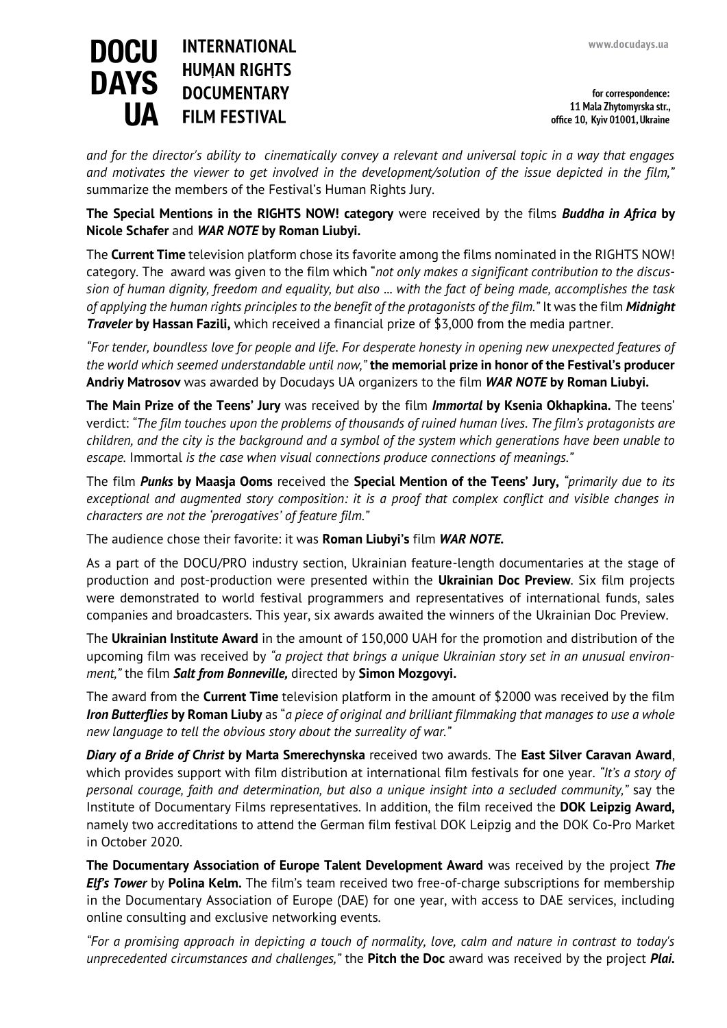*and for the director's ability to cinematically convey a relevant and universal topic in a way that engages and motivates the viewer to get involved in the development/solution of the issue depicted in the film,"* summarize the members of the Festival's Human Rights Jury.

**The Special Mentions in the RIGHTS NOW! category** were received by the films ***Buddha in Africa*** **by Nicole Schafer** and ***WAR NOTE*** **by Roman Liubyi.**

The **Current Time** television platform chose its favorite among the films nominated in the RIGHTS NOW! category. The award was given to the film which "*not only makes a significant contribution to the discussion of human dignity, freedom and equality, but also ... with the fact of being made, accomplishes the task of applying the human rights principles to the benefit of the protagonists of the film."* It was the film ***Midnight Traveler*** **by Hassan Fazili,** which received a financial prize of $3,000 from the media partner.

*"For tender, boundless love for people and life. For desperate honesty in opening new unexpected features of the world which seemed understandable until now,"* **the memorial prize in honor of the Festival's producer Andriy Matrosov** was awarded by Docudays UA organizers to the film ***WAR NOTE*** **by Roman Liubyi.**

**The Main Prize of the Teens' Jury** was received by the film ***Immortal*** **by Ksenia Okhapkina.** The teens' verdict: *"The film touches upon the problems of thousands of ruined human lives. The film's protagonists are children, and the city is the background and a symbol of the system which generations have been unable to escape.* Immortal *is the case when visual connections produce connections of meanings."*

The film ***Punks*** **by Maasja Ooms** received the **Special Mention of the Teens' Jury,** *"primarily due to its exceptional and augmented story composition: it is a proof that complex conflict and visible changes in characters are not the 'prerogatives' of feature film."*

The audience chose their favorite: it was **Roman Liubyi's** film ***WAR NOTE.***

As a part of the DOCU/PRO industry section, Ukrainian feature-length documentaries at the stage of production and post-production were presented within the **Ukrainian Doc Preview**. Six film projects were demonstrated to world festival programmers and representatives of international funds, sales companies and broadcasters. This year, six awards awaited the winners of the Ukrainian Doc Preview.

The **Ukrainian Institute Award** in the amount of 150,000 UAH for the promotion and distribution of the upcoming film was received by *"a project that brings a unique Ukrainian story set in an unusual environment,"* the film ***Salt from Bonneville,*** directed by **Simon Mozgovyi.**

The award from the **Current Time** television platform in the amount of $2000 was received by the film ***Iron Butterflies*** **by Roman Liuby** as "*a piece of original and brilliant filmmaking that manages to use a whole new language to tell the obvious story about the surreality of war."*

***Diary of a Bride of Christ*** **by Marta Smerechynska** received two awards. The **East Silver Caravan Award**, which provides support with film distribution at international film festivals for one year. *"It's a story of personal courage, faith and determination, but also a unique insight into a secluded community,"* say the Institute of Documentary Films representatives. In addition, the film received the **DOK Leipzig Award,** namely two accreditations to attend the German film festival DOK Leipzig and the DOK Co-Pro Market in October 2020.

**The Documentary Association of Europe Talent Development Award** was received by the project ***The Elf's Tower*** by **Polina Kelm.** The film's team received two free-of-charge subscriptions for membership in the Documentary Association of Europe (DAE) for one year, with access to DAE services, including online consulting and exclusive networking events.

*"For a promising approach in depicting a touch of normality, love, calm and nature in contrast to today's unprecedented circumstances and challenges,"* the **Pitch the Doc** award was received by the project ***Plai.***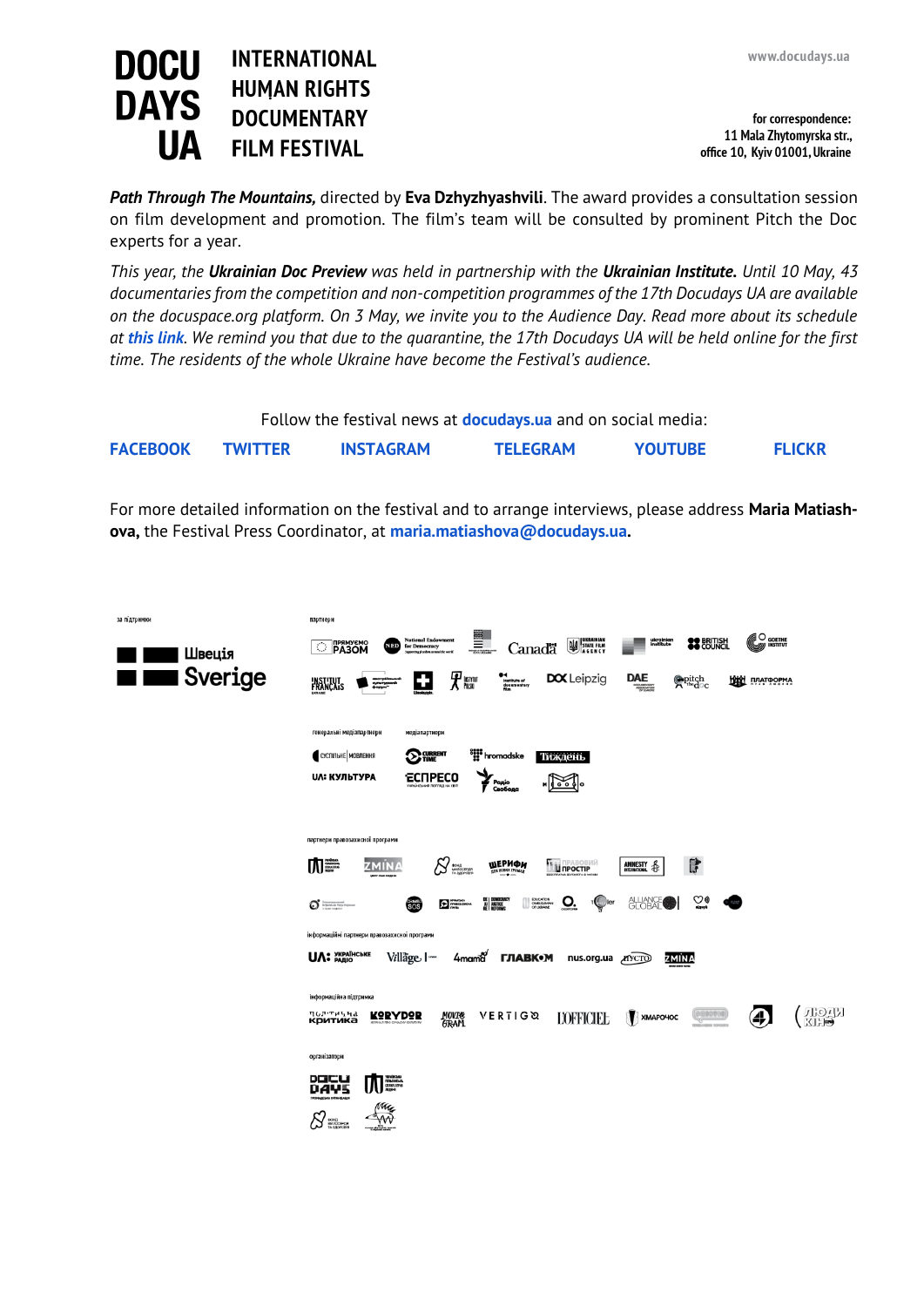*Path Through The Mountains,* directed by **Eva Dzhyzhyashvili**. The award provides a consultation session on film development and promotion. The film's team will be consulted by prominent Pitch the Doc experts for a year.

*This year, the **Ukrainian Doc Preview** was held in partnership with the **Ukrainian Institute.** Until 10 May, 43 documentaries from the competition and non-competition programmes of the 17th Docudays UA are available on the docuspace.org platform. On 3 May, we invite you to the Audience Day. Read more about its schedule at **this link**. We remind you that due to the quarantine, the 17th Docudays UA will be held online for the first time. The residents of the whole Ukraine have become the Festival's audience.*

Follow the festival news at **docudays.ua** and on social media:

**FACEBOOK** **TWITTER** **INSTAGRAM** **TELEGRAM** **YOUTUBE** **FLICKR**

For more detailed information on the festival and to arrange interviews, please address **Maria Matiashova,** the Festival Press Coordinator, at **maria.matiashova@docudays.ua.**